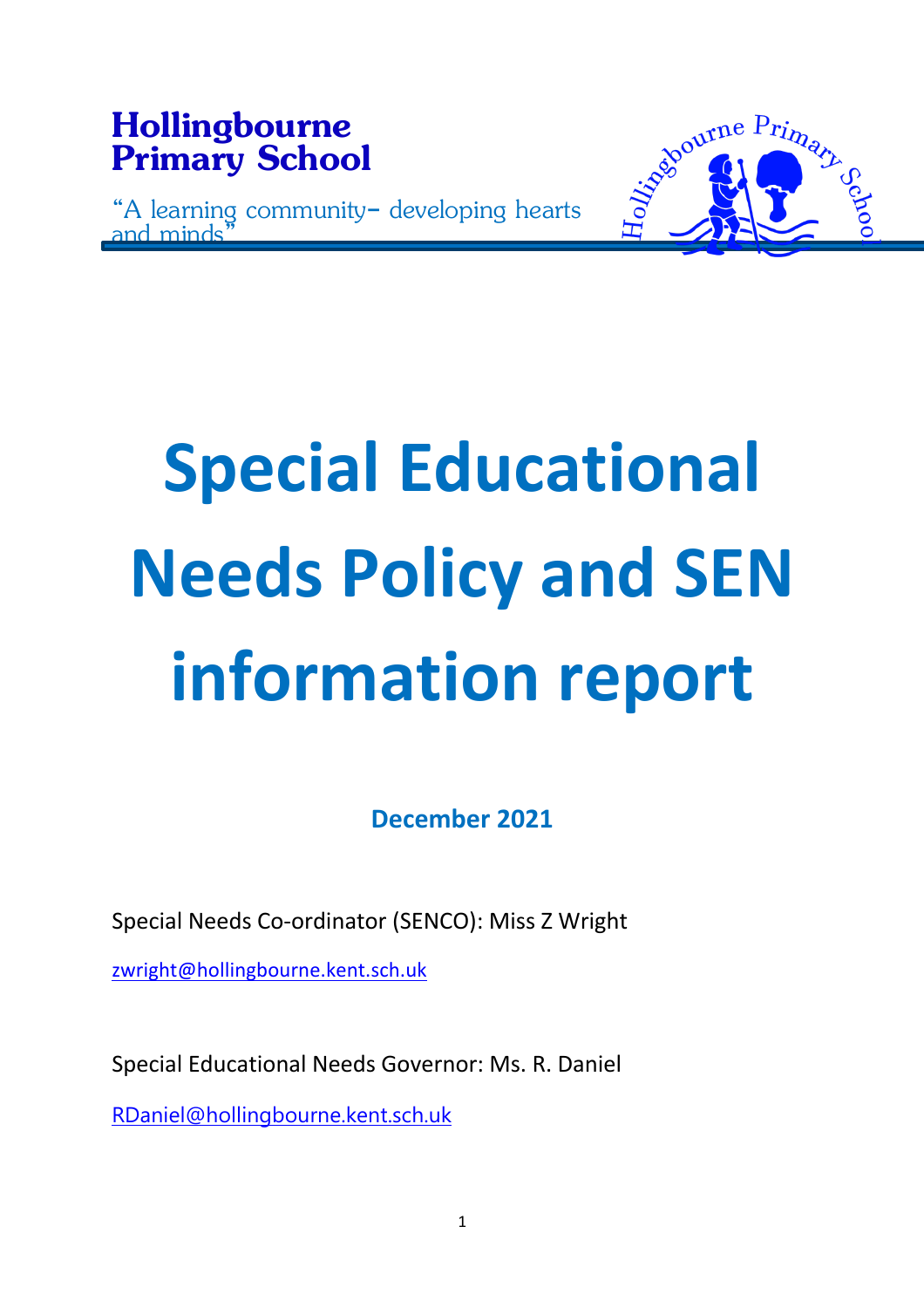**Hollingbourne Primary School**

"A learning community- developing hearts and minds"

# Special Educational Needs Policy and SEN information report

**December 2021**

Special Needs Co-ordinator (SENCO): Miss Z Wright

zwright@hollingbourne.kent.sch.uk

Special Educational Needs Governor: Ms. R. Daniel

RDaniel@hollingbourne.kent.sch.uk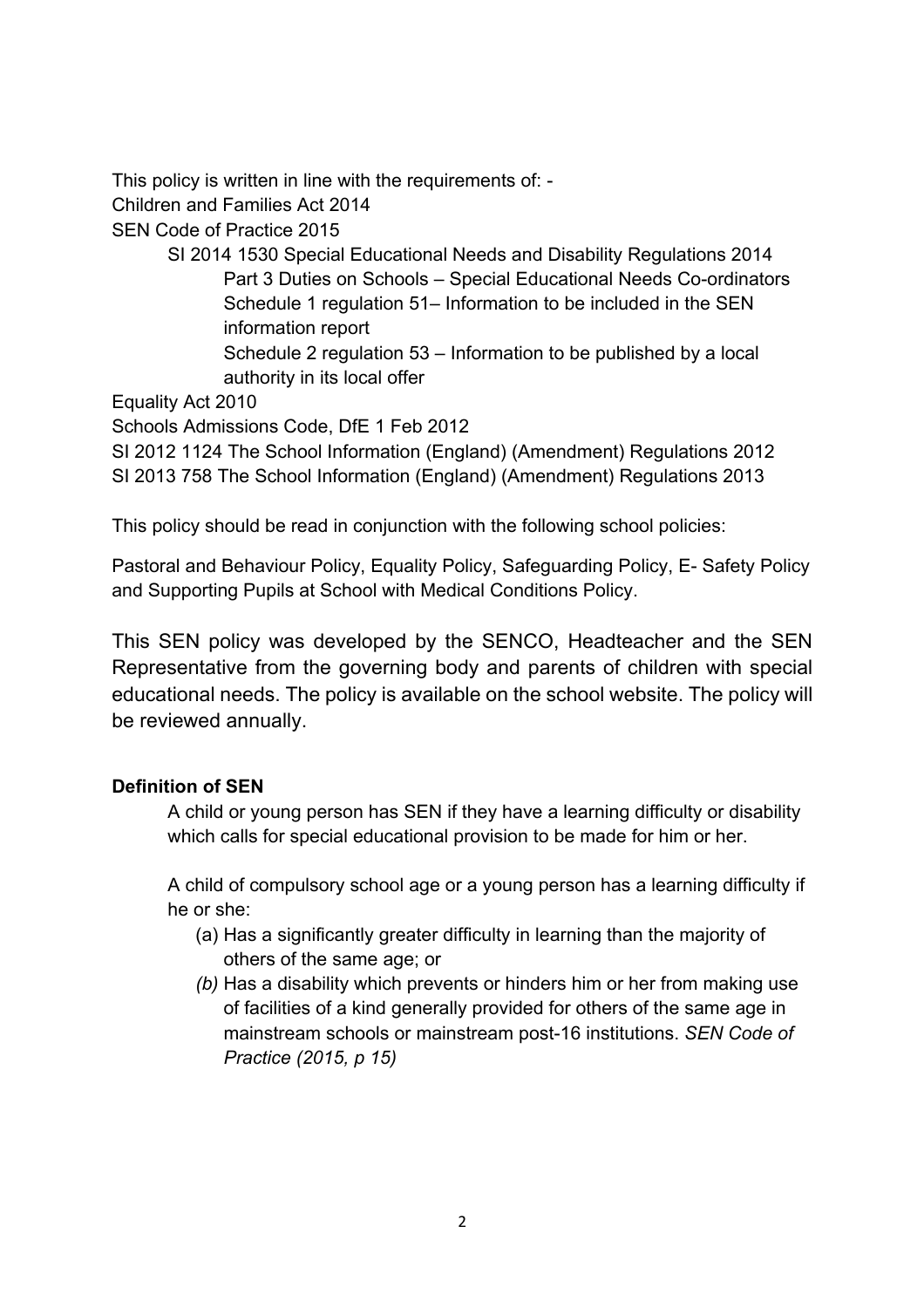This policy is written in line with the requirements of: -

Children and Families Act 2014

SEN Code of Practice 2015

- SI 2014 1530 Special Educational Needs and Disability Regulations 2014
  - Part 3 Duties on Schools – Special Educational Needs Co-ordinators
  - Schedule 1 regulation 51– Information to be included in the SEN information report
  - Schedule 2 regulation 53 – Information to be published by a local authority in its local offer

Equality Act 2010

Schools Admissions Code, DfE 1 Feb 2012

SI 2012 1124 The School Information (England) (Amendment) Regulations 2012

SI 2013 758 The School Information (England) (Amendment) Regulations 2013

This policy should be read in conjunction with the following school policies:

Pastoral and Behaviour Policy, Equality Policy, Safeguarding Policy, E- Safety Policy and Supporting Pupils at School with Medical Conditions Policy.

This SEN policy was developed by the SENCO, Headteacher and the SEN Representative from the governing body and parents of children with special educational needs. The policy is available on the school website. The policy will be reviewed annually.

**Definition of SEN**

A child or young person has SEN if they have a learning difficulty or disability which calls for special educational provision to be made for him or her.

A child of compulsory school age or a young person has a learning difficulty if he or she:

(a) Has a significantly greater difficulty in learning than the majority of others of the same age; or

*(b)* Has a disability which prevents or hinders him or her from making use of facilities of a kind generally provided for others of the same age in mainstream schools or mainstream post-16 institutions. *SEN Code of Practice (2015, p 15)*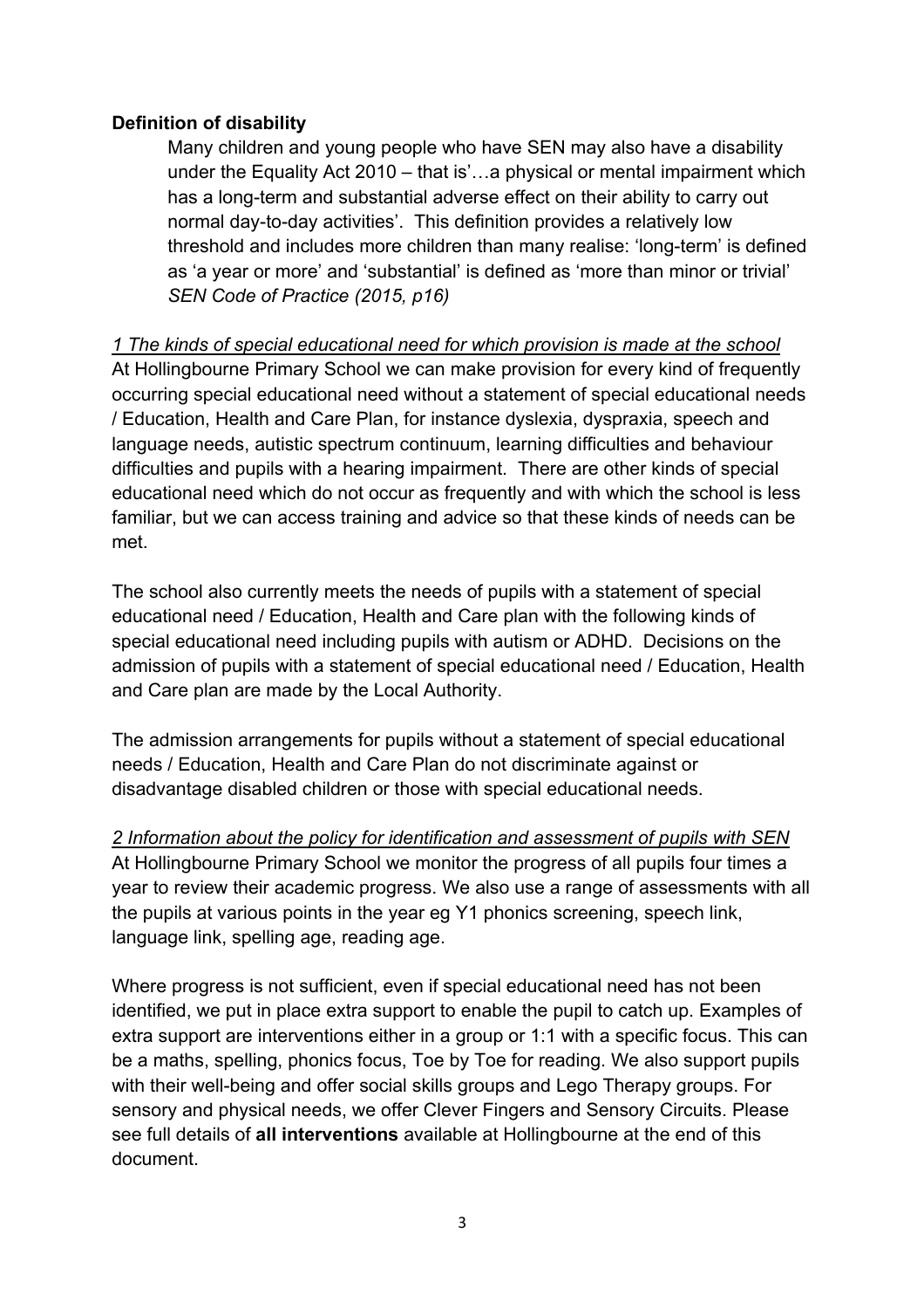**Definition of disability**

> Many children and young people who have SEN may also have a disability under the Equality Act 2010 – that is'…a physical or mental impairment which has a long-term and substantial adverse effect on their ability to carry out normal day-to-day activities'. This definition provides a relatively low threshold and includes more children than many realise: 'long-term' is defined as 'a year or more' and 'substantial' is defined as 'more than minor or trivial' *SEN Code of Practice (2015, p16)*

*1 The kinds of special educational need for which provision is made at the school*

At Hollingbourne Primary School we can make provision for every kind of frequently occurring special educational need without a statement of special educational needs / Education, Health and Care Plan, for instance dyslexia, dyspraxia, speech and language needs, autistic spectrum continuum, learning difficulties and behaviour difficulties and pupils with a hearing impairment. There are other kinds of special educational need which do not occur as frequently and with which the school is less familiar, but we can access training and advice so that these kinds of needs can be met.

The school also currently meets the needs of pupils with a statement of special educational need / Education, Health and Care plan with the following kinds of special educational need including pupils with autism or ADHD. Decisions on the admission of pupils with a statement of special educational need / Education, Health and Care plan are made by the Local Authority.

The admission arrangements for pupils without a statement of special educational needs / Education, Health and Care Plan do not discriminate against or disadvantage disabled children or those with special educational needs.

*2 Information about the policy for identification and assessment of pupils with SEN*

At Hollingbourne Primary School we monitor the progress of all pupils four times a year to review their academic progress. We also use a range of assessments with all the pupils at various points in the year eg Y1 phonics screening, speech link, language link, spelling age, reading age.

Where progress is not sufficient, even if special educational need has not been identified, we put in place extra support to enable the pupil to catch up. Examples of extra support are interventions either in a group or 1:1 with a specific focus. This can be a maths, spelling, phonics focus, Toe by Toe for reading. We also support pupils with their well-being and offer social skills groups and Lego Therapy groups. For sensory and physical needs, we offer Clever Fingers and Sensory Circuits. Please see full details of **all interventions** available at Hollingbourne at the end of this document.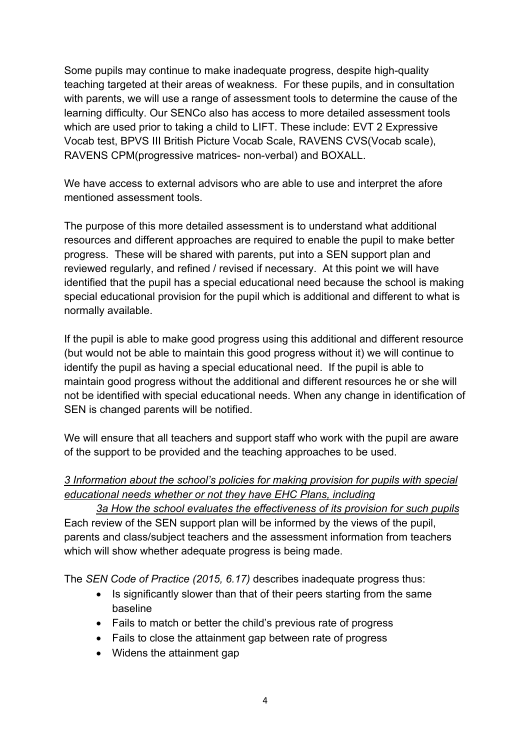Some pupils may continue to make inadequate progress, despite high-quality teaching targeted at their areas of weakness. For these pupils, and in consultation with parents, we will use a range of assessment tools to determine the cause of the learning difficulty. Our SENCo also has access to more detailed assessment tools which are used prior to taking a child to LIFT. These include: EVT 2 Expressive Vocab test, BPVS III British Picture Vocab Scale, RAVENS CVS(Vocab scale), RAVENS CPM(progressive matrices- non-verbal) and BOXALL.

We have access to external advisors who are able to use and interpret the afore mentioned assessment tools.

The purpose of this more detailed assessment is to understand what additional resources and different approaches are required to enable the pupil to make better progress. These will be shared with parents, put into a SEN support plan and reviewed regularly, and refined / revised if necessary. At this point we will have identified that the pupil has a special educational need because the school is making special educational provision for the pupil which is additional and different to what is normally available.

If the pupil is able to make good progress using this additional and different resource (but would not be able to maintain this good progress without it) we will continue to identify the pupil as having a special educational need. If the pupil is able to maintain good progress without the additional and different resources he or she will not be identified with special educational needs. When any change in identification of SEN is changed parents will be notified.

We will ensure that all teachers and support staff who work with the pupil are aware of the support to be provided and the teaching approaches to be used.

*3 Information about the school's policies for making provision for pupils with special educational needs whether or not they have EHC Plans, including*

*3a How the school evaluates the effectiveness of its provision for such pupils*

Each review of the SEN support plan will be informed by the views of the pupil, parents and class/subject teachers and the assessment information from teachers which will show whether adequate progress is being made.

The *SEN Code of Practice (2015, 6.17)* describes inadequate progress thus:

- Is significantly slower than that of their peers starting from the same baseline
- Fails to match or better the child's previous rate of progress
- Fails to close the attainment gap between rate of progress
- Widens the attainment gap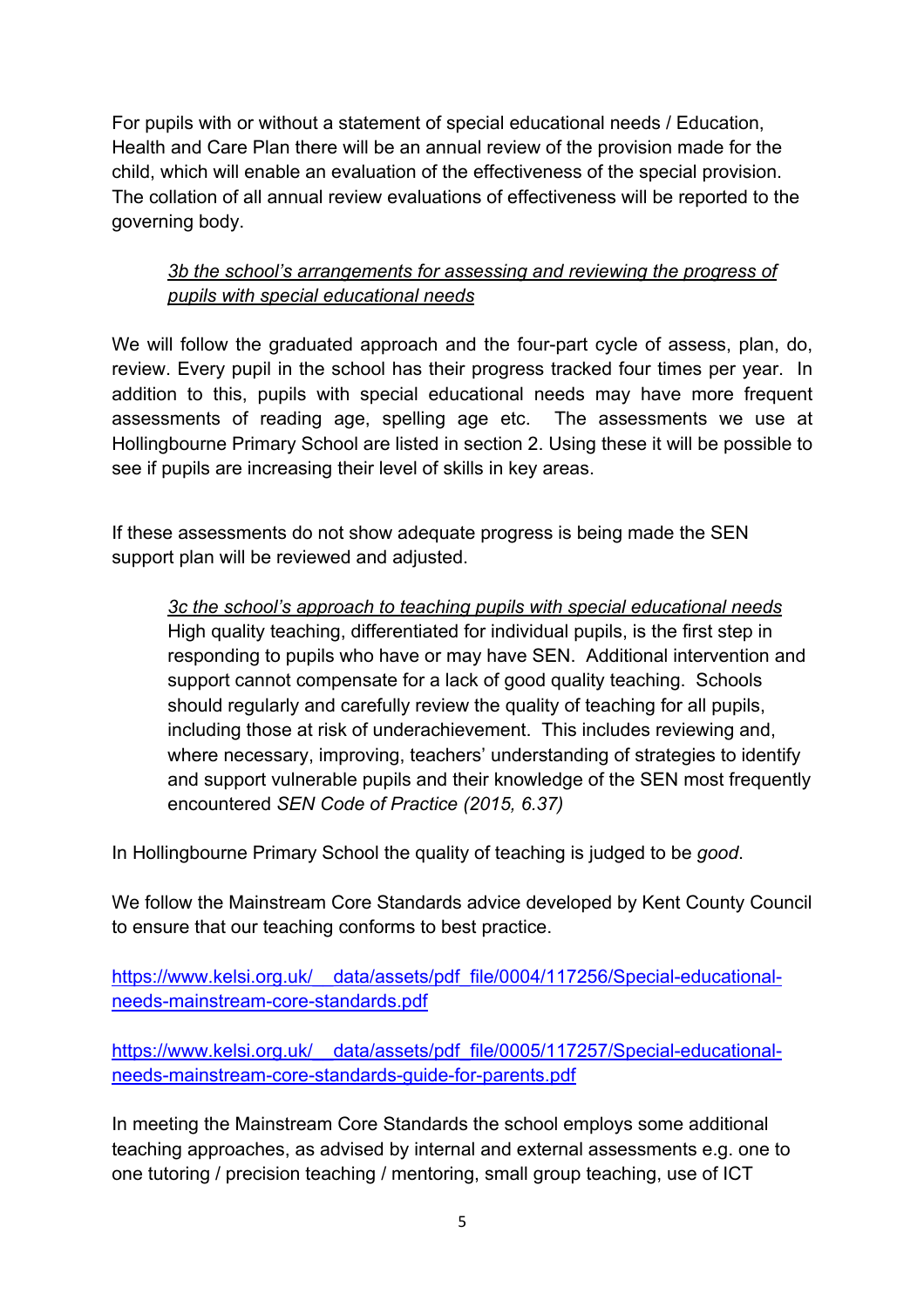For pupils with or without a statement of special educational needs / Education, Health and Care Plan there will be an annual review of the provision made for the child, which will enable an evaluation of the effectiveness of the special provision. The collation of all annual review evaluations of effectiveness will be reported to the governing body.

*3b the school's arrangements for assessing and reviewing the progress of pupils with special educational needs*

We will follow the graduated approach and the four-part cycle of assess, plan, do, review. Every pupil in the school has their progress tracked four times per year. In addition to this, pupils with special educational needs may have more frequent assessments of reading age, spelling age etc. The assessments we use at Hollingbourne Primary School are listed in section 2. Using these it will be possible to see if pupils are increasing their level of skills in key areas.

If these assessments do not show adequate progress is being made the SEN support plan will be reviewed and adjusted.

*3c the school's approach to teaching pupils with special educational needs*

> High quality teaching, differentiated for individual pupils, is the first step in responding to pupils who have or may have SEN. Additional intervention and support cannot compensate for a lack of good quality teaching. Schools should regularly and carefully review the quality of teaching for all pupils, including those at risk of underachievement. This includes reviewing and, where necessary, improving, teachers' understanding of strategies to identify and support vulnerable pupils and their knowledge of the SEN most frequently encountered *SEN Code of Practice (2015, 6.37)*

In Hollingbourne Primary School the quality of teaching is judged to be *good*.

We follow the Mainstream Core Standards advice developed by Kent County Council to ensure that our teaching conforms to best practice.

https://www.kelsi.org.uk/__data/assets/pdf_file/0004/117256/Special-educational-needs-mainstream-core-standards.pdf

https://www.kelsi.org.uk/__data/assets/pdf_file/0005/117257/Special-educational-needs-mainstream-core-standards-guide-for-parents.pdf

In meeting the Mainstream Core Standards the school employs some additional teaching approaches, as advised by internal and external assessments e.g. one to one tutoring / precision teaching / mentoring, small group teaching, use of ICT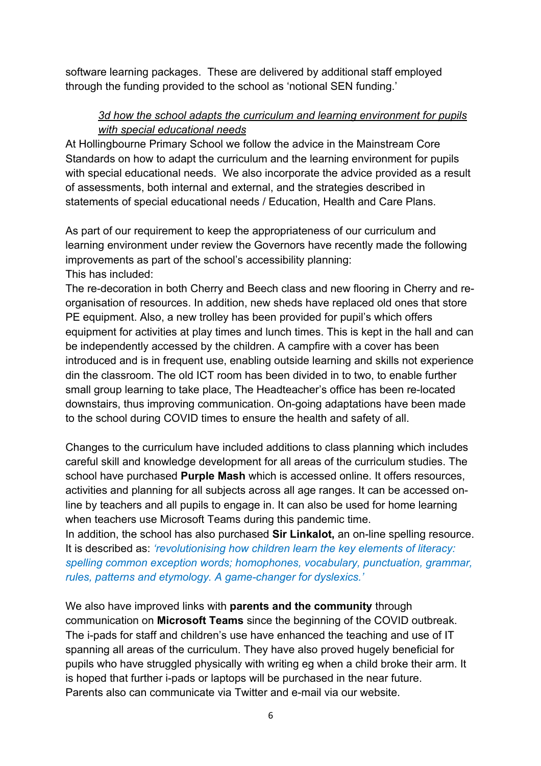software learning packages. These are delivered by additional staff employed through the funding provided to the school as 'notional SEN funding.'

*3d how the school adapts the curriculum and learning environment for pupils with special educational needs*

At Hollingbourne Primary School we follow the advice in the Mainstream Core Standards on how to adapt the curriculum and the learning environment for pupils with special educational needs. We also incorporate the advice provided as a result of assessments, both internal and external, and the strategies described in statements of special educational needs / Education, Health and Care Plans.

As part of our requirement to keep the appropriateness of our curriculum and learning environment under review the Governors have recently made the following improvements as part of the school's accessibility planning:
This has included:
The re-decoration in both Cherry and Beech class and new flooring in Cherry and re-organisation of resources. In addition, new sheds have replaced old ones that store PE equipment. Also, a new trolley has been provided for pupil's which offers equipment for activities at play times and lunch times. This is kept in the hall and can be independently accessed by the children. A campfire with a cover has been introduced and is in frequent use, enabling outside learning and skills not experience din the classroom. The old ICT room has been divided in to two, to enable further small group learning to take place, The Headteacher's office has been re-located downstairs, thus improving communication. On-going adaptations have been made to the school during COVID times to ensure the health and safety of all.

Changes to the curriculum have included additions to class planning which includes careful skill and knowledge development for all areas of the curriculum studies. The school have purchased **Purple Mash** which is accessed online. It offers resources, activities and planning for all subjects across all age ranges. It can be accessed on-line by teachers and all pupils to engage in. It can also be used for home learning when teachers use Microsoft Teams during this pandemic time.
In addition, the school has also purchased **Sir Linkalot,** an on-line spelling resource. It is described as: *'revolutionising how children learn the key elements of literacy: spelling common exception words; homophones, vocabulary, punctuation, grammar, rules, patterns and etymology. A game-changer for dyslexics.'*

We also have improved links with **parents and the community** through communication on **Microsoft Teams** since the beginning of the COVID outbreak. The i-pads for staff and children's use have enhanced the teaching and use of IT spanning all areas of the curriculum. They have also proved hugely beneficial for pupils who have struggled physically with writing eg when a child broke their arm. It is hoped that further i-pads or laptops will be purchased in the near future.
Parents also can communicate via Twitter and e-mail via our website.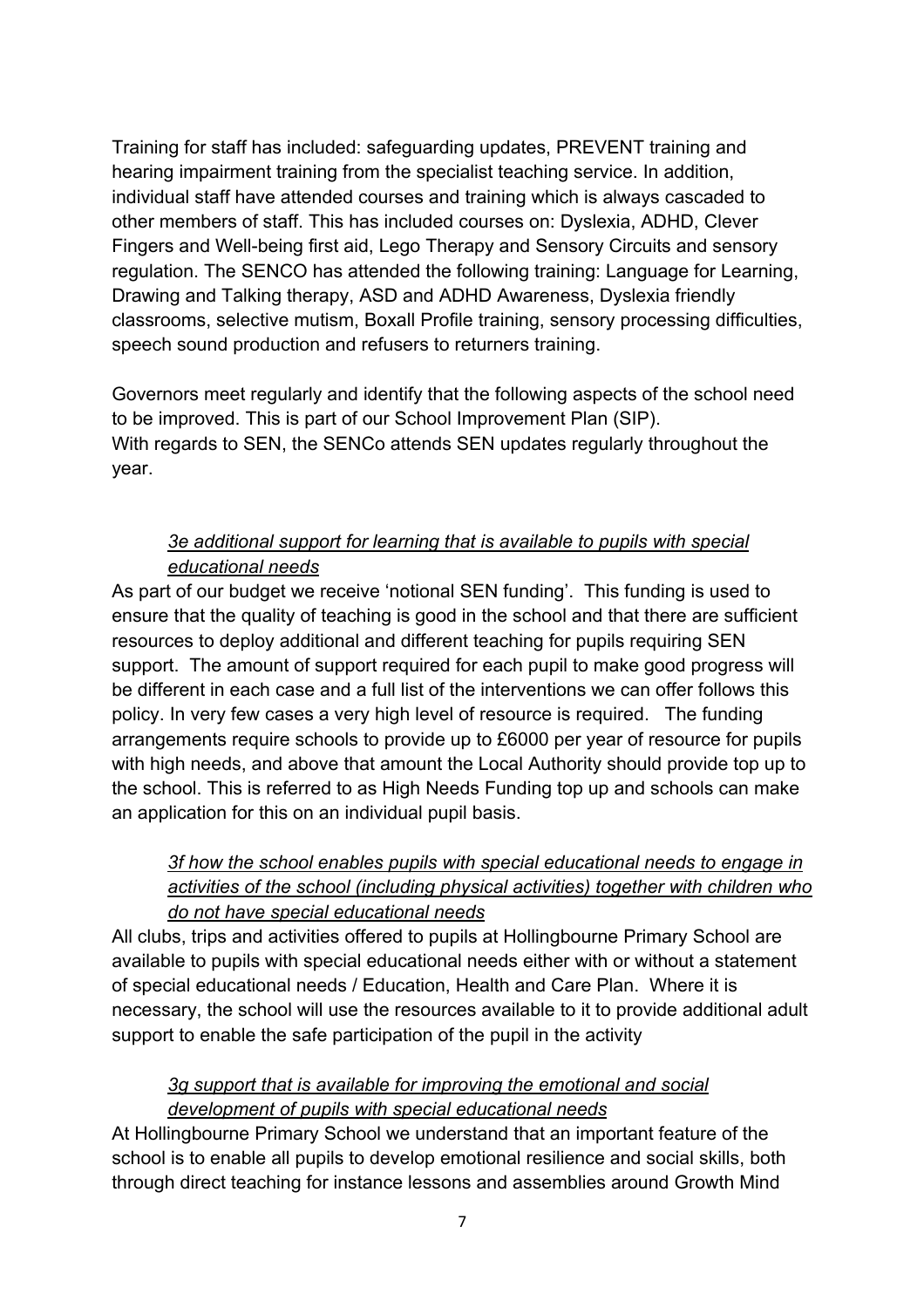Training for staff has included: safeguarding updates, PREVENT training and hearing impairment training from the specialist teaching service. In addition, individual staff have attended courses and training which is always cascaded to other members of staff. This has included courses on: Dyslexia, ADHD, Clever Fingers and Well-being first aid, Lego Therapy and Sensory Circuits and sensory regulation. The SENCO has attended the following training: Language for Learning, Drawing and Talking therapy, ASD and ADHD Awareness, Dyslexia friendly classrooms, selective mutism, Boxall Profile training, sensory processing difficulties, speech sound production and refusers to returners training.

Governors meet regularly and identify that the following aspects of the school need to be improved. This is part of our School Improvement Plan (SIP).
With regards to SEN, the SENCo attends SEN updates regularly throughout the year.

*3e additional support for learning that is available to pupils with special educational needs*

As part of our budget we receive 'notional SEN funding'. This funding is used to ensure that the quality of teaching is good in the school and that there are sufficient resources to deploy additional and different teaching for pupils requiring SEN support. The amount of support required for each pupil to make good progress will be different in each case and a full list of the interventions we can offer follows this policy. In very few cases a very high level of resource is required. The funding arrangements require schools to provide up to £6000 per year of resource for pupils with high needs, and above that amount the Local Authority should provide top up to the school. This is referred to as High Needs Funding top up and schools can make an application for this on an individual pupil basis.

*3f how the school enables pupils with special educational needs to engage in activities of the school (including physical activities) together with children who do not have special educational needs*

All clubs, trips and activities offered to pupils at Hollingbourne Primary School are available to pupils with special educational needs either with or without a statement of special educational needs / Education, Health and Care Plan. Where it is necessary, the school will use the resources available to it to provide additional adult support to enable the safe participation of the pupil in the activity

*3g support that is available for improving the emotional and social development of pupils with special educational needs*

At Hollingbourne Primary School we understand that an important feature of the school is to enable all pupils to develop emotional resilience and social skills, both through direct teaching for instance lessons and assemblies around Growth Mind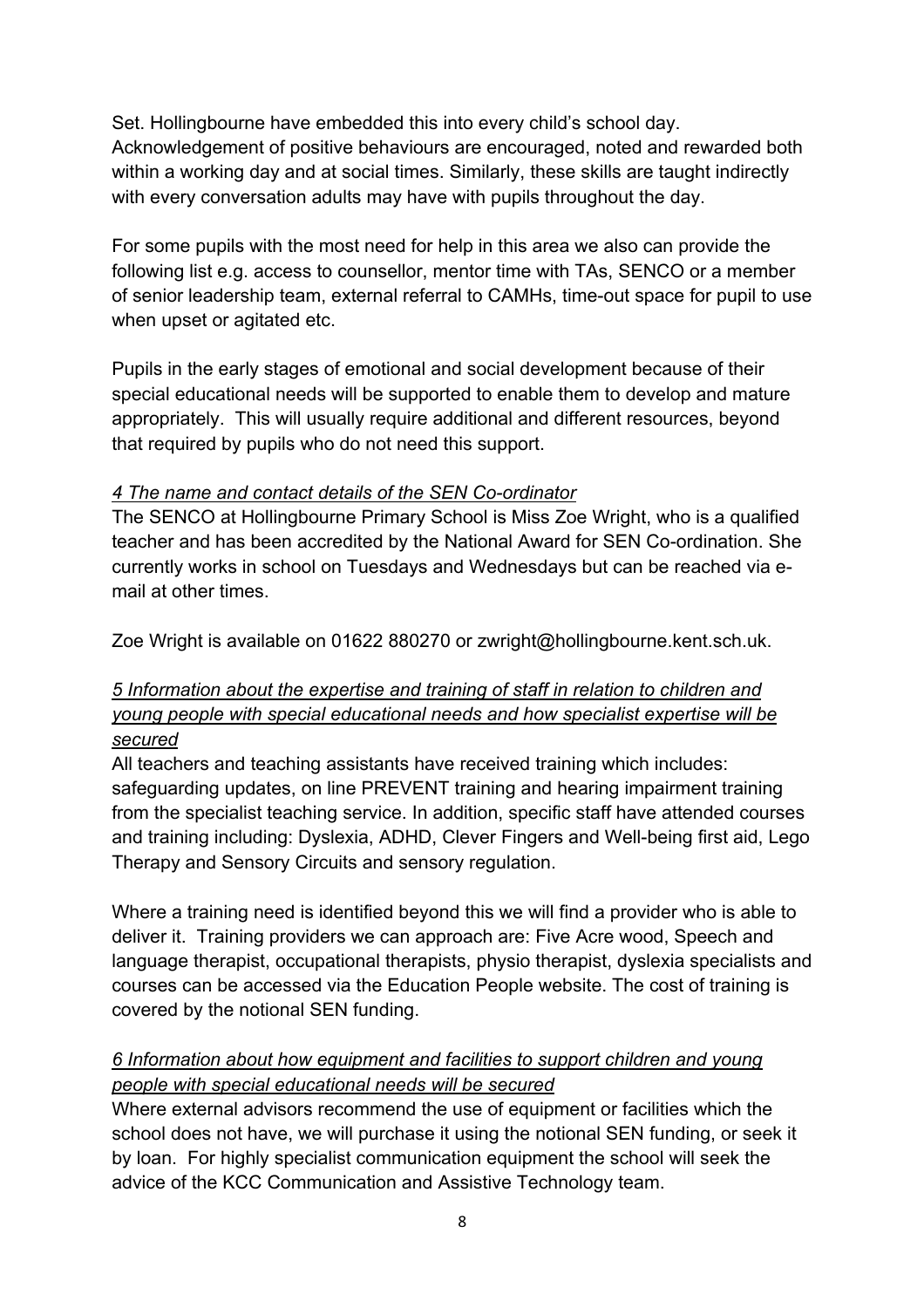Set. Hollingbourne have embedded this into every child's school day. Acknowledgement of positive behaviours are encouraged, noted and rewarded both within a working day and at social times. Similarly, these skills are taught indirectly with every conversation adults may have with pupils throughout the day.

For some pupils with the most need for help in this area we also can provide the following list e.g. access to counsellor, mentor time with TAs, SENCO or a member of senior leadership team, external referral to CAMHs, time-out space for pupil to use when upset or agitated etc.

Pupils in the early stages of emotional and social development because of their special educational needs will be supported to enable them to develop and mature appropriately. This will usually require additional and different resources, beyond that required by pupils who do not need this support.

*4 The name and contact details of the SEN Co-ordinator*

The SENCO at Hollingbourne Primary School is Miss Zoe Wright, who is a qualified teacher and has been accredited by the National Award for SEN Co-ordination. She currently works in school on Tuesdays and Wednesdays but can be reached via e-mail at other times.

Zoe Wright is available on 01622 880270 or zwright@hollingbourne.kent.sch.uk.

*5 Information about the expertise and training of staff in relation to children and young people with special educational needs and how specialist expertise will be secured*

All teachers and teaching assistants have received training which includes: safeguarding updates, on line PREVENT training and hearing impairment training from the specialist teaching service. In addition, specific staff have attended courses and training including: Dyslexia, ADHD, Clever Fingers and Well-being first aid, Lego Therapy and Sensory Circuits and sensory regulation.

Where a training need is identified beyond this we will find a provider who is able to deliver it. Training providers we can approach are: Five Acre wood, Speech and language therapist, occupational therapists, physio therapist, dyslexia specialists and courses can be accessed via the Education People website. The cost of training is covered by the notional SEN funding.

*6 Information about how equipment and facilities to support children and young people with special educational needs will be secured*

Where external advisors recommend the use of equipment or facilities which the school does not have, we will purchase it using the notional SEN funding, or seek it by loan. For highly specialist communication equipment the school will seek the advice of the KCC Communication and Assistive Technology team.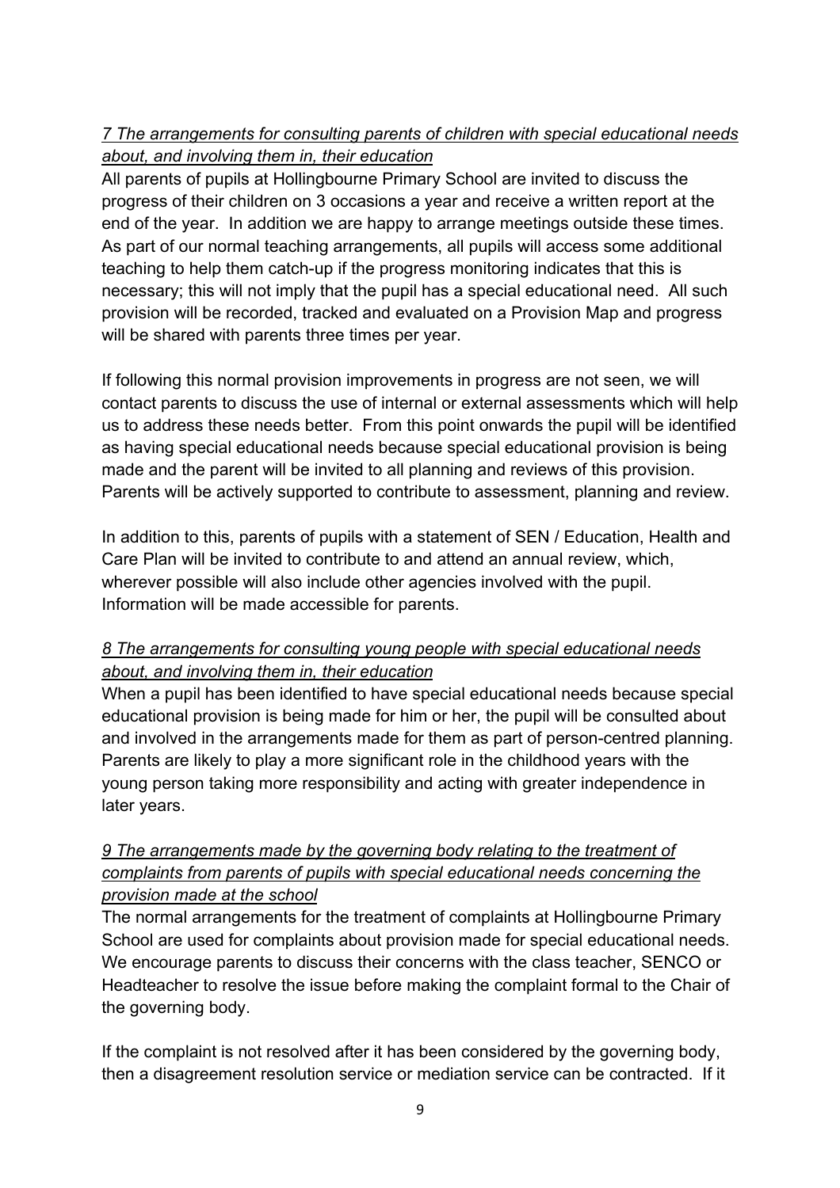### *7 The arrangements for consulting parents of children with special educational needs about, and involving them in, their education*

All parents of pupils at Hollingbourne Primary School are invited to discuss the progress of their children on 3 occasions a year and receive a written report at the end of the year. In addition we are happy to arrange meetings outside these times. As part of our normal teaching arrangements, all pupils will access some additional teaching to help them catch-up if the progress monitoring indicates that this is necessary; this will not imply that the pupil has a special educational need. All such provision will be recorded, tracked and evaluated on a Provision Map and progress will be shared with parents three times per year.

If following this normal provision improvements in progress are not seen, we will contact parents to discuss the use of internal or external assessments which will help us to address these needs better. From this point onwards the pupil will be identified as having special educational needs because special educational provision is being made and the parent will be invited to all planning and reviews of this provision. Parents will be actively supported to contribute to assessment, planning and review.

In addition to this, parents of pupils with a statement of SEN / Education, Health and Care Plan will be invited to contribute to and attend an annual review, which, wherever possible will also include other agencies involved with the pupil. Information will be made accessible for parents.

### *8 The arrangements for consulting young people with special educational needs about, and involving them in, their education*

When a pupil has been identified to have special educational needs because special educational provision is being made for him or her, the pupil will be consulted about and involved in the arrangements made for them as part of person-centred planning. Parents are likely to play a more significant role in the childhood years with the young person taking more responsibility and acting with greater independence in later years.

### *9 The arrangements made by the governing body relating to the treatment of complaints from parents of pupils with special educational needs concerning the provision made at the school*

The normal arrangements for the treatment of complaints at Hollingbourne Primary School are used for complaints about provision made for special educational needs. We encourage parents to discuss their concerns with the class teacher, SENCO or Headteacher to resolve the issue before making the complaint formal to the Chair of the governing body.

If the complaint is not resolved after it has been considered by the governing body, then a disagreement resolution service or mediation service can be contracted. If it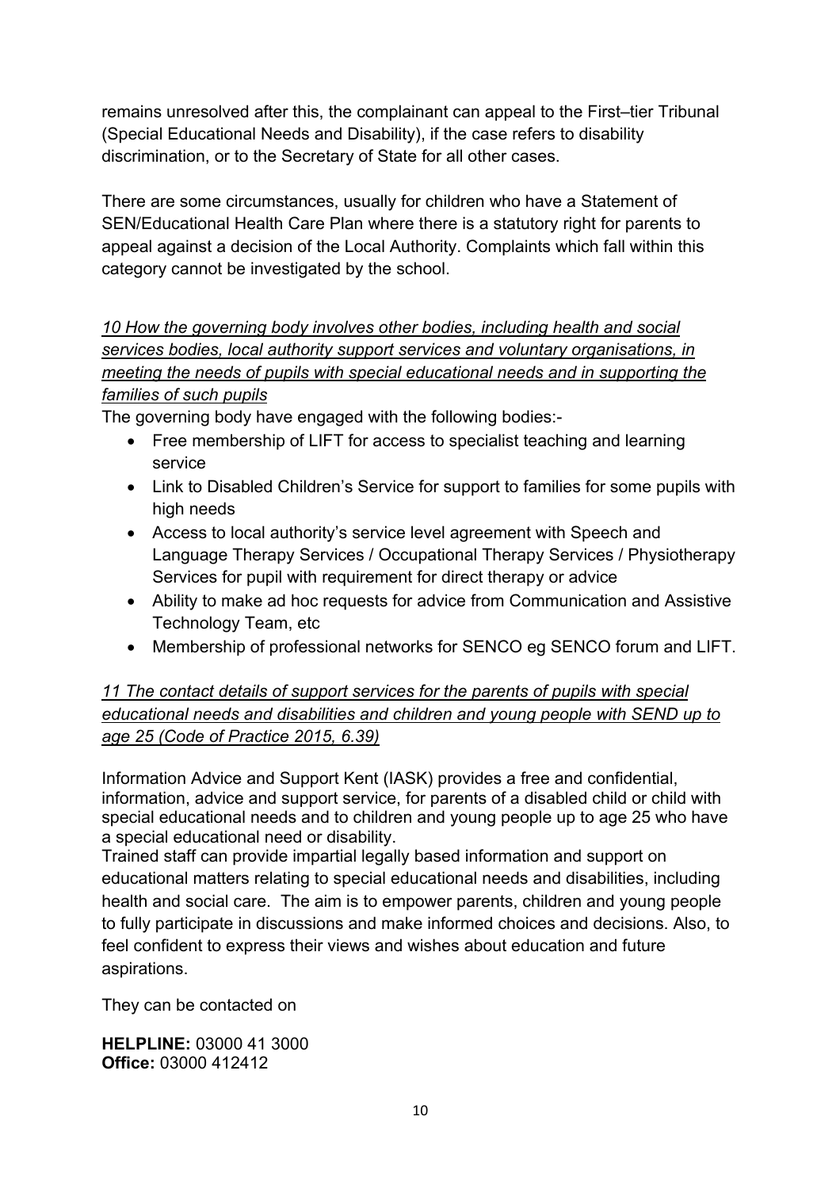remains unresolved after this, the complainant can appeal to the First–tier Tribunal (Special Educational Needs and Disability), if the case refers to disability discrimination, or to the Secretary of State for all other cases.

There are some circumstances, usually for children who have a Statement of SEN/Educational Health Care Plan where there is a statutory right for parents to appeal against a decision of the Local Authority. Complaints which fall within this category cannot be investigated by the school.

*10 How the governing body involves other bodies, including health and social services bodies, local authority support services and voluntary organisations, in meeting the needs of pupils with special educational needs and in supporting the families of such pupils*

The governing body have engaged with the following bodies:-

- Free membership of LIFT for access to specialist teaching and learning service
- Link to Disabled Children's Service for support to families for some pupils with high needs
- Access to local authority's service level agreement with Speech and Language Therapy Services / Occupational Therapy Services / Physiotherapy Services for pupil with requirement for direct therapy or advice
- Ability to make ad hoc requests for advice from Communication and Assistive Technology Team, etc
- Membership of professional networks for SENCO eg SENCO forum and LIFT.

*11 The contact details of support services for the parents of pupils with special educational needs and disabilities and children and young people with SEND up to age 25 (Code of Practice 2015, 6.39)*

Information Advice and Support Kent (IASK) provides a free and confidential, information, advice and support service, for parents of a disabled child or child with special educational needs and to children and young people up to age 25 who have a special educational need or disability.

Trained staff can provide impartial legally based information and support on educational matters relating to special educational needs and disabilities, including health and social care. The aim is to empower parents, children and young people to fully participate in discussions and make informed choices and decisions. Also, to feel confident to express their views and wishes about education and future aspirations.

They can be contacted on

**HELPLINE:** 03000 41 3000
**Office:** 03000 412412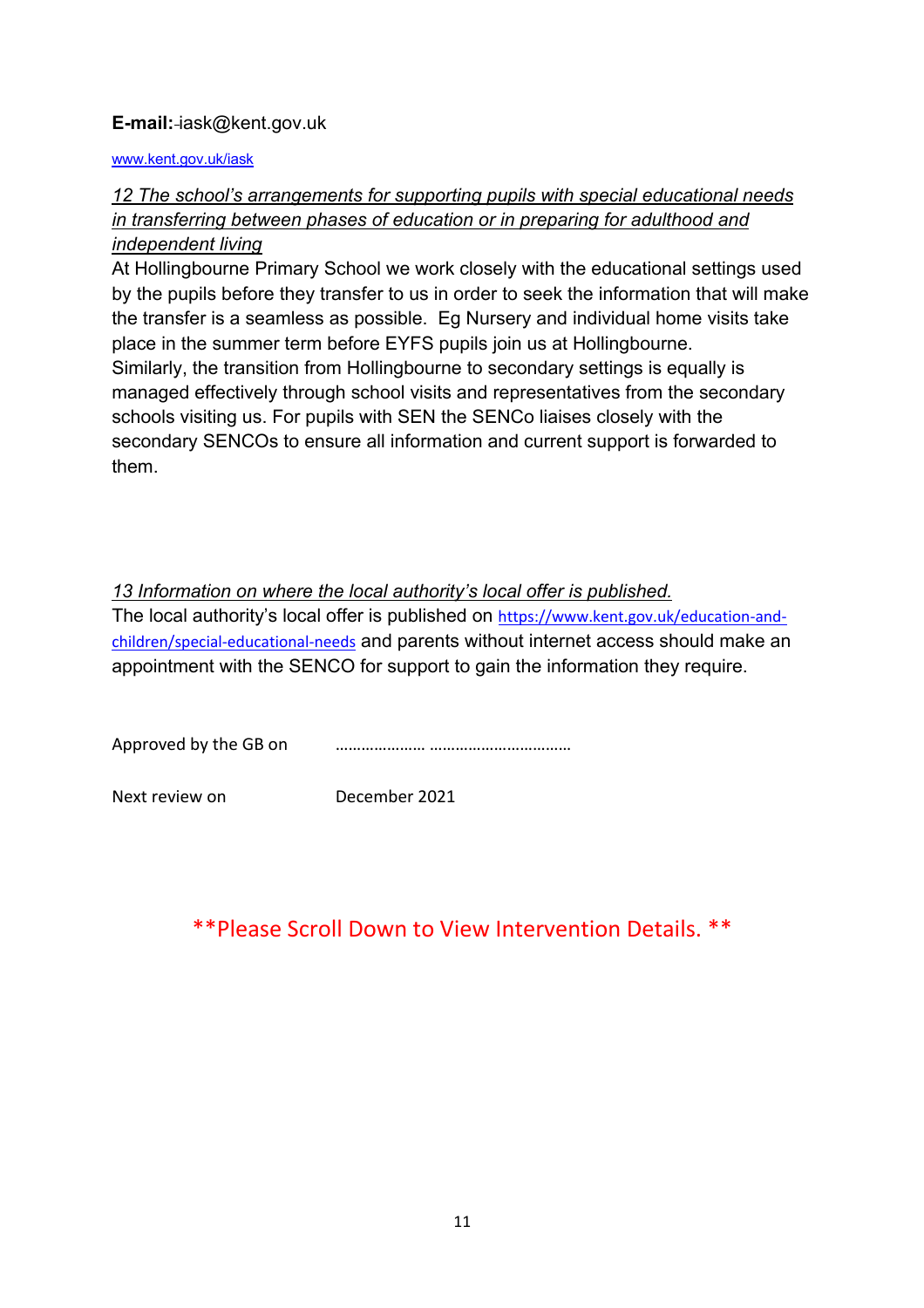**E-mail:** iask@kent.gov.uk

www.kent.gov.uk/iask

*12 The school's arrangements for supporting pupils with special educational needs in transferring between phases of education or in preparing for adulthood and independent living*

At Hollingbourne Primary School we work closely with the educational settings used by the pupils before they transfer to us in order to seek the information that will make the transfer is a seamless as possible. Eg Nursery and individual home visits take place in the summer term before EYFS pupils join us at Hollingbourne.
Similarly, the transition from Hollingbourne to secondary settings is equally is managed effectively through school visits and representatives from the secondary schools visiting us. For pupils with SEN the SENCo liaises closely with the secondary SENCOs to ensure all information and current support is forwarded to them.

*13 Information on where the local authority's local offer is published.*

The local authority's local offer is published on https://www.kent.gov.uk/education-and-children/special-educational-needs and parents without internet access should make an appointment with the SENCO for support to gain the information they require.

Approved by the GB on ………………… ……………………………

Next review on December 2021

**Please Scroll Down to View Intervention Details. **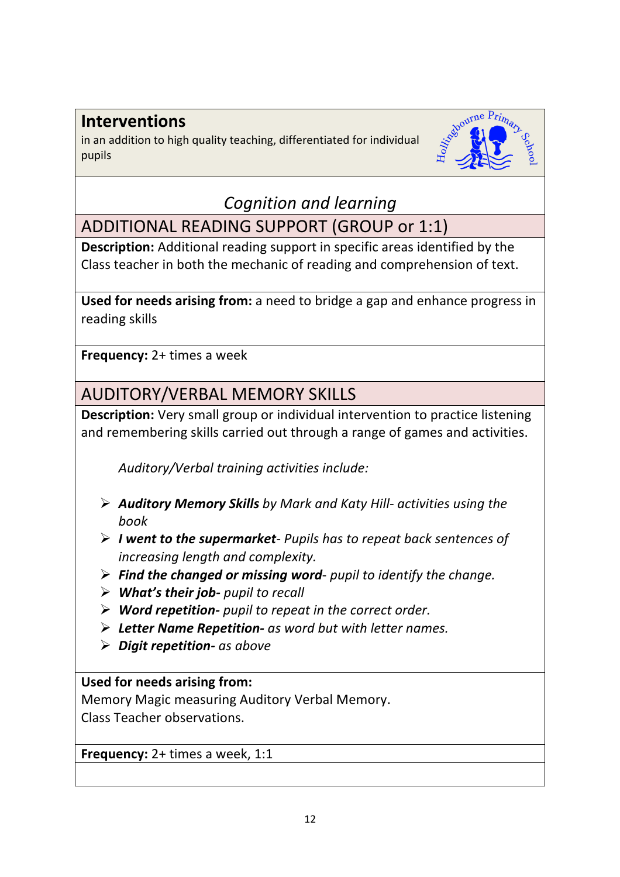## Interventions

in an addition to high quality teaching, differentiated for individual pupils

### *Cognition and learning*

### ADDITIONAL READING SUPPORT (GROUP or 1:1)

**Description:** Additional reading support in specific areas identified by the Class teacher in both the mechanic of reading and comprehension of text.

**Used for needs arising from:** a need to bridge a gap and enhance progress in reading skills

**Frequency:** 2+ times a week

### AUDITORY/VERBAL MEMORY SKILLS

**Description:** Very small group or individual intervention to practice listening and remembering skills carried out through a range of games and activities.

*Auditory/Verbal training activities include:*

- ***Auditory Memory Skills** by Mark and Katy Hill- activities using the book*
- ***I went to the supermarket**- Pupils has to repeat back sentences of increasing length and complexity.*
- ***Find the changed or missing word**- pupil to identify the change.*
- ***What's their job-** pupil to recall*
- ***Word repetition-** pupil to repeat in the correct order.*
- ***Letter Name Repetition-** as word but with letter names.*
- ***Digit repetition-** as above*

**Used for needs arising from:**
Memory Magic measuring Auditory Verbal Memory.
Class Teacher observations.

**Frequency:** 2+ times a week, 1:1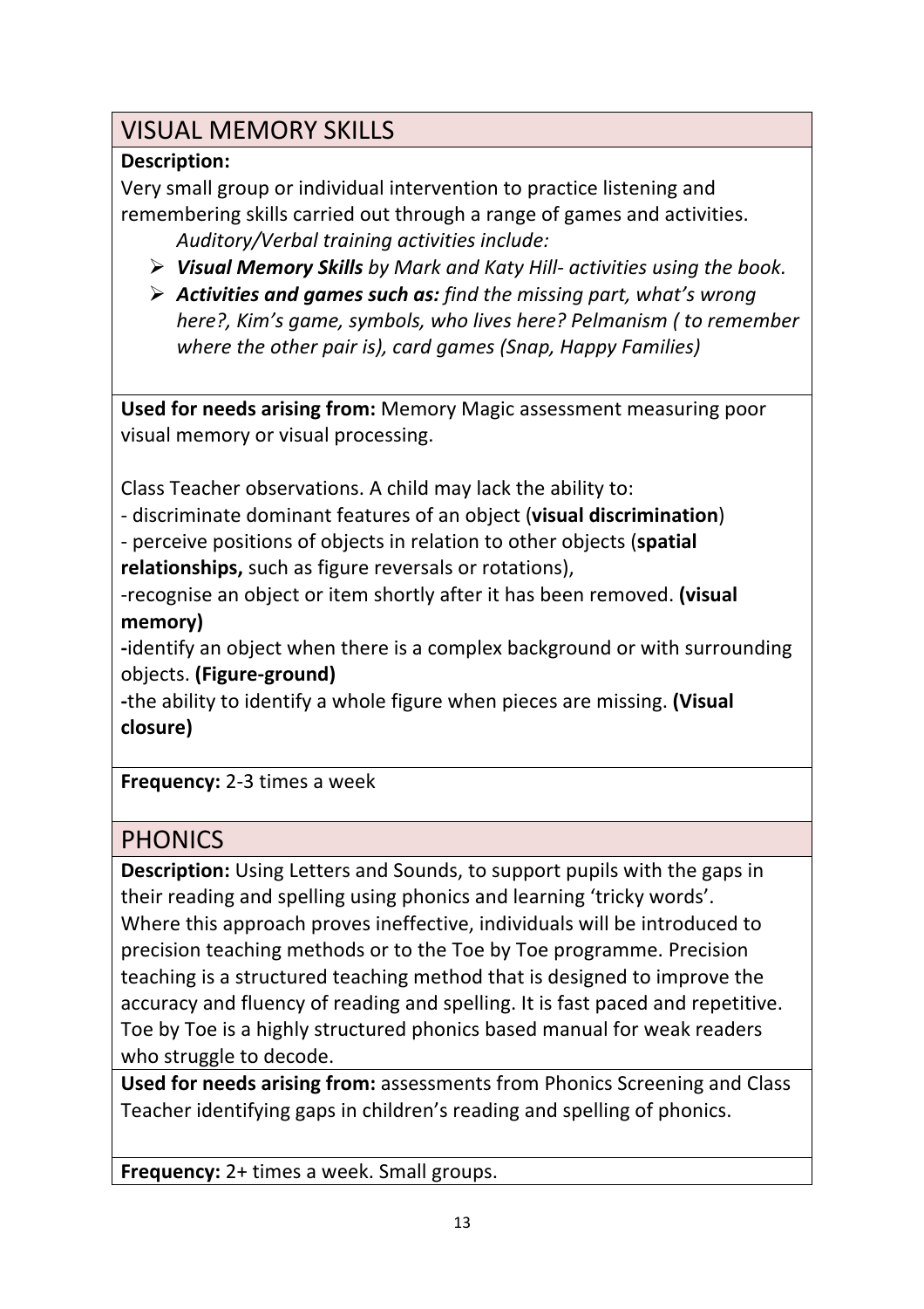## VISUAL MEMORY SKILLS

**Description:**
Very small group or individual intervention to practice listening and remembering skills carried out through a range of games and activities.

*Auditory/Verbal training activities include:*

- ***Visual Memory Skills*** *by Mark and Katy Hill- activities using the book.*
- ***Activities and games such as:*** *find the missing part, what's wrong here?, Kim's game, symbols, who lives here? Pelmanism ( to remember where the other pair is), card games (Snap, Happy Families)*

**Used for needs arising from:** Memory Magic assessment measuring poor visual memory or visual processing.

Class Teacher observations. A child may lack the ability to:
- discriminate dominant features of an object (**visual discrimination**)
- perceive positions of objects in relation to other objects (**spatial relationships,** such as figure reversals or rotations),
-recognise an object or item shortly after it has been removed. **(visual memory)**
**-**identify an object when there is a complex background or with surrounding objects. **(Figure-ground)**
**-**the ability to identify a whole figure when pieces are missing. **(Visual closure)**

**Frequency:** 2-3 times a week

## PHONICS

**Description:** Using Letters and Sounds, to support pupils with the gaps in their reading and spelling using phonics and learning 'tricky words'. Where this approach proves ineffective, individuals will be introduced to precision teaching methods or to the Toe by Toe programme. Precision teaching is a structured teaching method that is designed to improve the accuracy and fluency of reading and spelling. It is fast paced and repetitive. Toe by Toe is a highly structured phonics based manual for weak readers who struggle to decode.

**Used for needs arising from:** assessments from Phonics Screening and Class Teacher identifying gaps in children's reading and spelling of phonics.

**Frequency:** 2+ times a week. Small groups.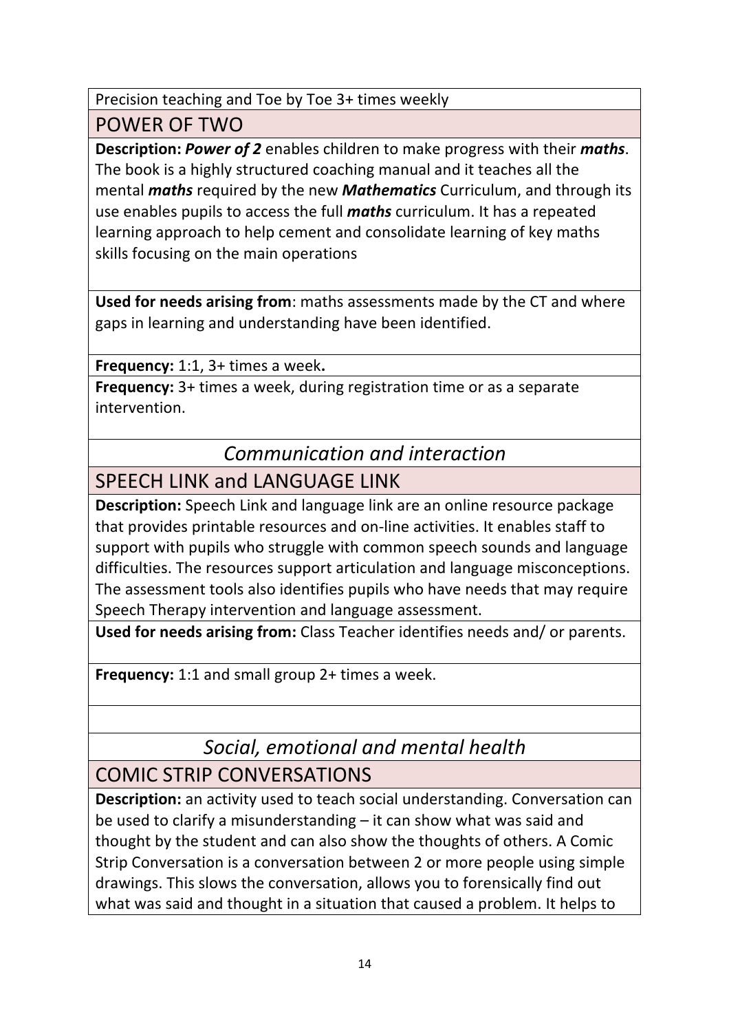Precision teaching and Toe by Toe 3+ times weekly

## POWER OF TWO

**Description:** ***Power of 2*** enables children to make progress with their ***maths***. The book is a highly structured coaching manual and it teaches all the mental ***maths*** required by the new ***Mathematics*** Curriculum, and through its use enables pupils to access the full ***maths*** curriculum. It has a repeated learning approach to help cement and consolidate learning of key maths skills focusing on the main operations

**Used for needs arising from**: maths assessments made by the CT and where gaps in learning and understanding have been identified.

**Frequency:** 1:1, 3+ times a week**.**

**Frequency:** 3+ times a week, during registration time or as a separate intervention.

# *Communication and interaction*

## SPEECH LINK and LANGUAGE LINK

**Description:** Speech Link and language link are an online resource package that provides printable resources and on-line activities. It enables staff to support with pupils who struggle with common speech sounds and language difficulties. The resources support articulation and language misconceptions. The assessment tools also identifies pupils who have needs that may require Speech Therapy intervention and language assessment.

**Used for needs arising from:** Class Teacher identifies needs and/ or parents.

**Frequency:** 1:1 and small group 2+ times a week.

# *Social, emotional and mental health*

## COMIC STRIP CONVERSATIONS

**Description:** an activity used to teach social understanding. Conversation can be used to clarify a misunderstanding – it can show what was said and thought by the student and can also show the thoughts of others. A Comic Strip Conversation is a conversation between 2 or more people using simple drawings. This slows the conversation, allows you to forensically find out what was said and thought in a situation that caused a problem. It helps to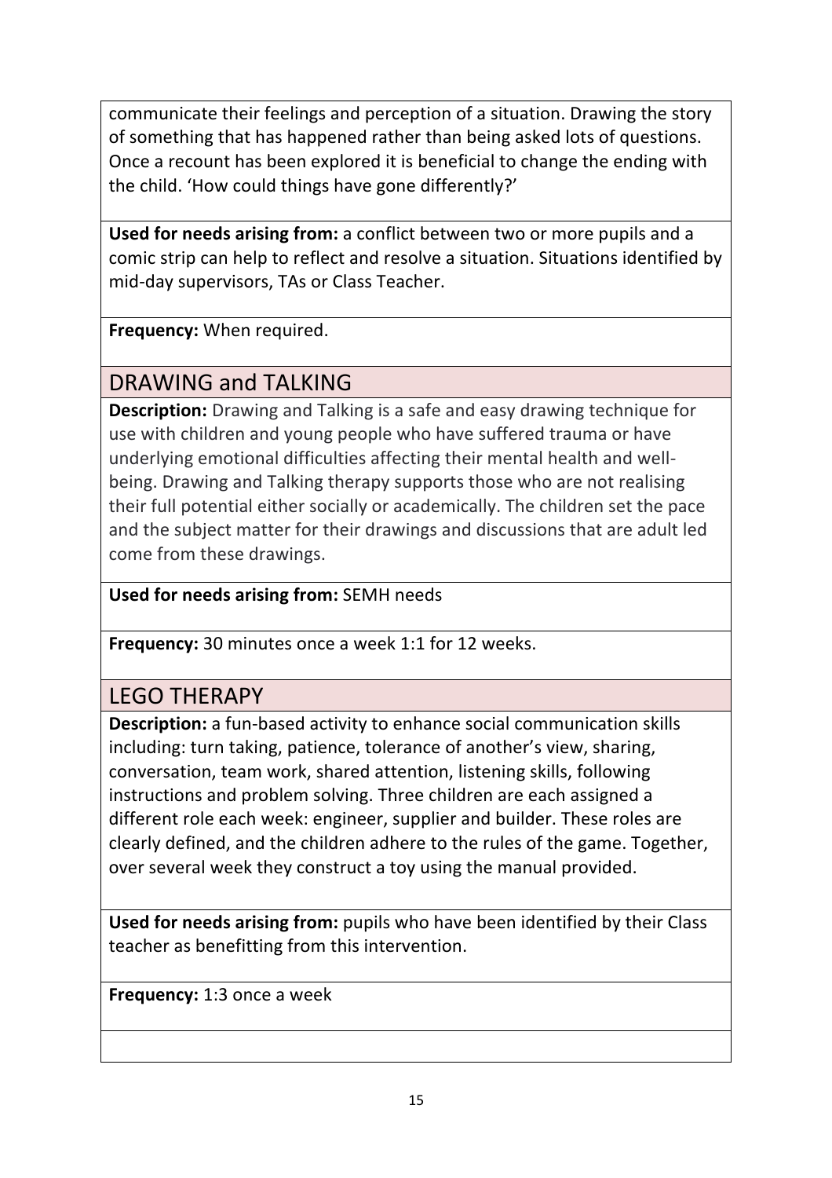communicate their feelings and perception of a situation. Drawing the story of something that has happened rather than being asked lots of questions. Once a recount has been explored it is beneficial to change the ending with the child. 'How could things have gone differently?'

**Used for needs arising from:** a conflict between two or more pupils and a comic strip can help to reflect and resolve a situation. Situations identified by mid-day supervisors, TAs or Class Teacher.

**Frequency:** When required.

## DRAWING and TALKING

**Description:** Drawing and Talking is a safe and easy drawing technique for use with children and young people who have suffered trauma or have underlying emotional difficulties affecting their mental health and well-being. Drawing and Talking therapy supports those who are not realising their full potential either socially or academically. The children set the pace and the subject matter for their drawings and discussions that are adult led come from these drawings.

**Used for needs arising from:** SEMH needs

**Frequency:** 30 minutes once a week 1:1 for 12 weeks.

## LEGO THERAPY

**Description:** a fun-based activity to enhance social communication skills including: turn taking, patience, tolerance of another's view, sharing, conversation, team work, shared attention, listening skills, following instructions and problem solving. Three children are each assigned a different role each week: engineer, supplier and builder. These roles are clearly defined, and the children adhere to the rules of the game. Together, over several week they construct a toy using the manual provided.

**Used for needs arising from:** pupils who have been identified by their Class teacher as benefitting from this intervention.

**Frequency:** 1:3 once a week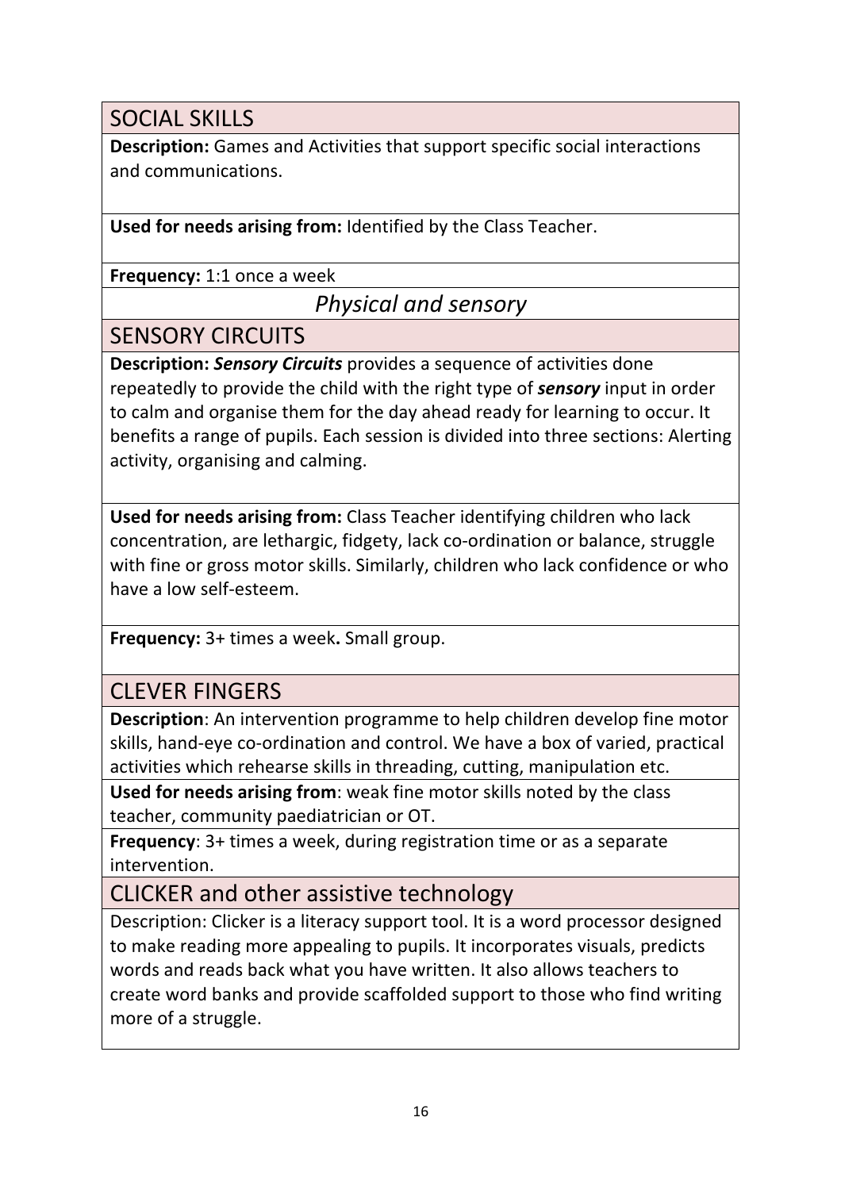## SOCIAL SKILLS

**Description:** Games and Activities that support specific social interactions and communications.

**Used for needs arising from:** Identified by the Class Teacher.

**Frequency:** 1:1 once a week

# *Physical and sensory*

## SENSORY CIRCUITS

**Description:** ***Sensory Circuits*** provides a sequence of activities done repeatedly to provide the child with the right type of ***sensory*** input in order to calm and organise them for the day ahead ready for learning to occur. It benefits a range of pupils. Each session is divided into three sections: Alerting activity, organising and calming.

**Used for needs arising from:** Class Teacher identifying children who lack concentration, are lethargic, fidgety, lack co-ordination or balance, struggle with fine or gross motor skills. Similarly, children who lack confidence or who have a low self-esteem.

**Frequency:** 3+ times a week**.** Small group.

## CLEVER FINGERS

**Description**: An intervention programme to help children develop fine motor skills, hand-eye co-ordination and control. We have a box of varied, practical activities which rehearse skills in threading, cutting, manipulation etc.

**Used for needs arising from**: weak fine motor skills noted by the class teacher, community paediatrician or OT.

**Frequency**: 3+ times a week, during registration time or as a separate intervention.

## CLICKER and other assistive technology

Description: Clicker is a literacy support tool. It is a word processor designed to make reading more appealing to pupils. It incorporates visuals, predicts words and reads back what you have written. It also allows teachers to create word banks and provide scaffolded support to those who find writing more of a struggle.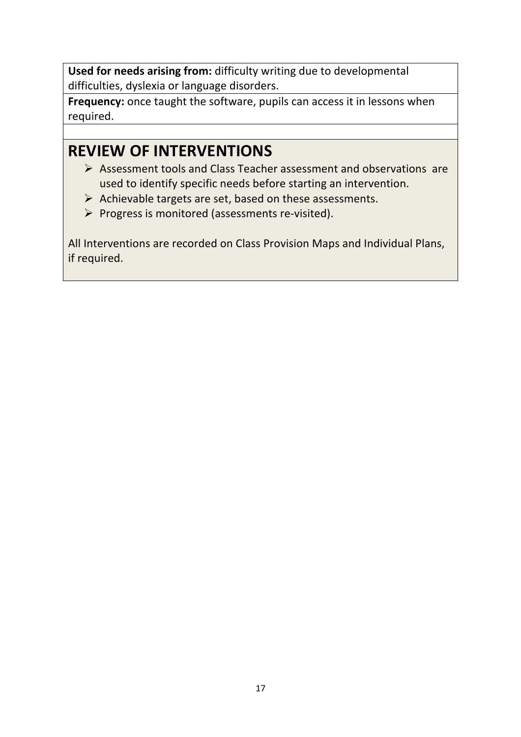**Used for needs arising from:** difficulty writing due to developmental difficulties, dyslexia or language disorders.

**Frequency:** once taught the software, pupils can access it in lessons when required.

## REVIEW OF INTERVENTIONS

- Assessment tools and Class Teacher assessment and observations are used to identify specific needs before starting an intervention.
- Achievable targets are set, based on these assessments.
- Progress is monitored (assessments re-visited).

All Interventions are recorded on Class Provision Maps and Individual Plans, if required.